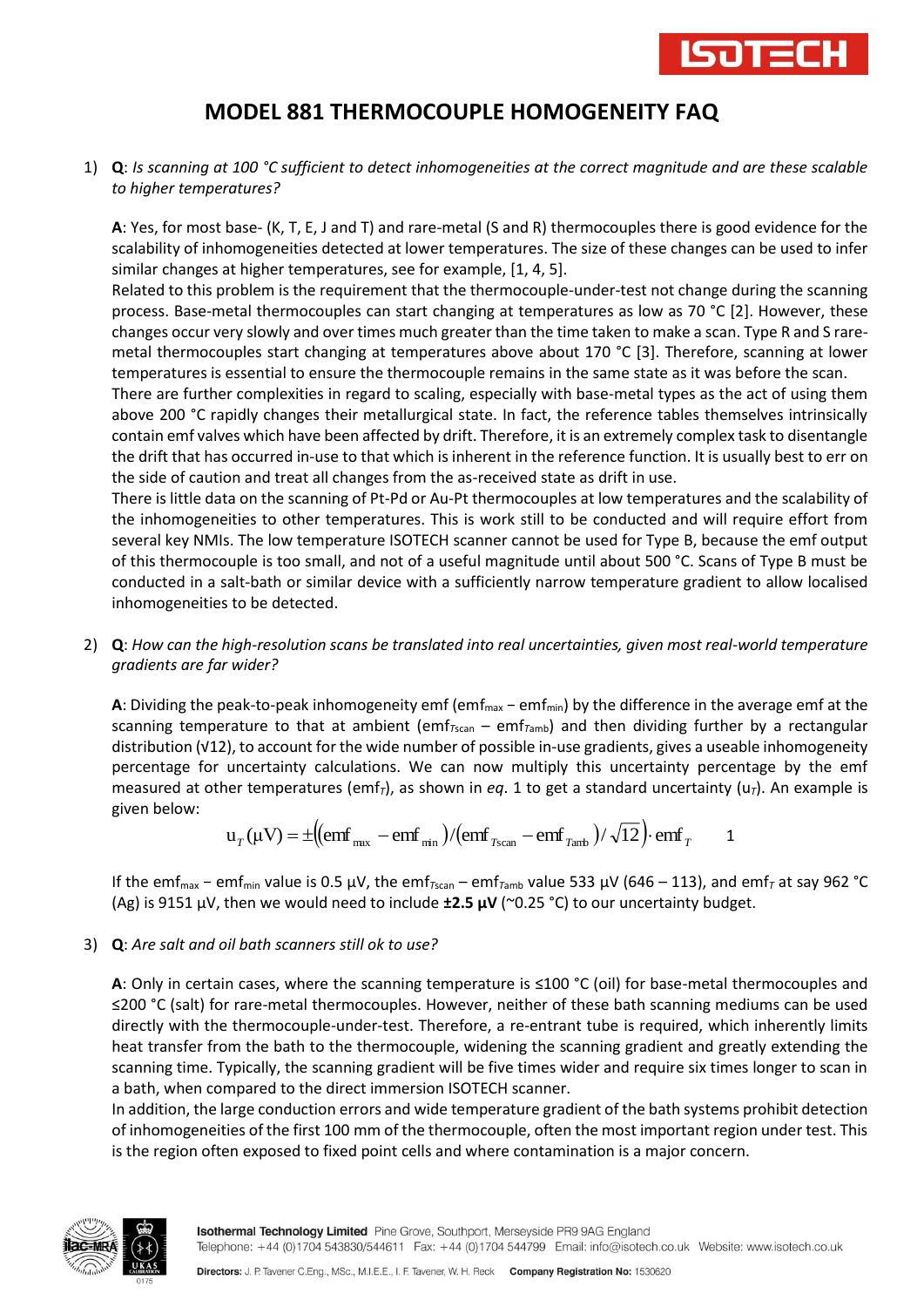# MODEL 881 THERMOCOUPLE HOMOGENEITY FAQ

1) **Q**: *Is scanning at 100 °C sufficient to detect inhomogeneities at the correct magnitude and are these scalable to higher temperatures?*

   **A**: Yes, for most base- (K, T, E, J and T) and rare-metal (S and R) thermocouples there is good evidence for the scalability of inhomogeneities detected at lower temperatures. The size of these changes can be used to infer similar changes at higher temperatures, see for example, [1, 4, 5].

   Related to this problem is the requirement that the thermocouple-under-test not change during the scanning process. Base-metal thermocouples can start changing at temperatures as low as 70 °C [2]. However, these changes occur very slowly and over times much greater than the time taken to make a scan. Type R and S rare-metal thermocouples start changing at temperatures above about 170 °C [3]. Therefore, scanning at lower temperatures is essential to ensure the thermocouple remains in the same state as it was before the scan.

   There are further complexities in regard to scaling, especially with base-metal types as the act of using them above 200 °C rapidly changes their metallurgical state. In fact, the reference tables themselves intrinsically contain emf valves which have been affected by drift. Therefore, it is an extremely complex task to disentangle the drift that has occurred in-use to that which is inherent in the reference function. It is usually best to err on the side of caution and treat all changes from the as-received state as drift in use.

   There is little data on the scanning of Pt-Pd or Au-Pt thermocouples at low temperatures and the scalability of the inhomogeneities to other temperatures. This is work still to be conducted and will require effort from several key NMIs. The low temperature ISOTECH scanner cannot be used for Type B, because the emf output of this thermocouple is too small, and not of a useful magnitude until about 500 °C. Scans of Type B must be conducted in a salt-bath or similar device with a sufficiently narrow temperature gradient to allow localised inhomogeneities to be detected.

2) **Q**: *How can the high-resolution scans be translated into real uncertainties, given most real-world temperature gradients are far wider?*

   **A**: Dividing the peak-to-peak inhomogeneity emf ($\text{emf}_{max} - \text{emf}_{min}$) by the difference in the average emf at the scanning temperature to that at ambient ($\text{emf}_{T\text{scan}} - \text{emf}_{T\text{amb}}$) and then dividing further by a rectangular distribution (√12), to account for the wide number of possible in-use gradients, gives a useable inhomogeneity percentage for uncertainty calculations. We can now multiply this uncertainty percentage by the emf measured at other temperatures ($\text{emf}_T$), as shown in *eq*. 1 to get a standard uncertainty ($u_T$). An example is given below:

   $$u_T\,(\mu\text{V}) = \pm\left(\left(\text{emf}_{\max} - \text{emf}_{\min}\right)/\left(\text{emf}_{T\text{scan}} - \text{emf}_{T\text{amb}}\right)/\sqrt{12}\right)\cdot \text{emf}_T \qquad 1$$

   If the $\text{emf}_{max} - \text{emf}_{min}$ value is 0.5 µV, the $\text{emf}_{T\text{scan}} - \text{emf}_{T\text{amb}}$ value 533 µV (646 – 113), and $\text{emf}_T$ at say 962 °C (Ag) is 9151 µV, then we would need to include **±2.5 µV** (~0.25 °C) to our uncertainty budget.

3) **Q**: *Are salt and oil bath scanners still ok to use?*

   **A**: Only in certain cases, where the scanning temperature is ≤100 °C (oil) for base-metal thermocouples and ≤200 °C (salt) for rare-metal thermocouples. However, neither of these bath scanning mediums can be used directly with the thermocouple-under-test. Therefore, a re-entrant tube is required, which inherently limits heat transfer from the bath to the thermocouple, widening the scanning gradient and greatly extending the scanning time. Typically, the scanning gradient will be five times wider and require six times longer to scan in a bath, when compared to the direct immersion ISOTECH scanner.

   In addition, the large conduction errors and wide temperature gradient of the bath systems prohibit detection of inhomogeneities of the first 100 mm of the thermocouple, often the most important region under test. This is the region often exposed to fixed point cells and where contamination is a major concern.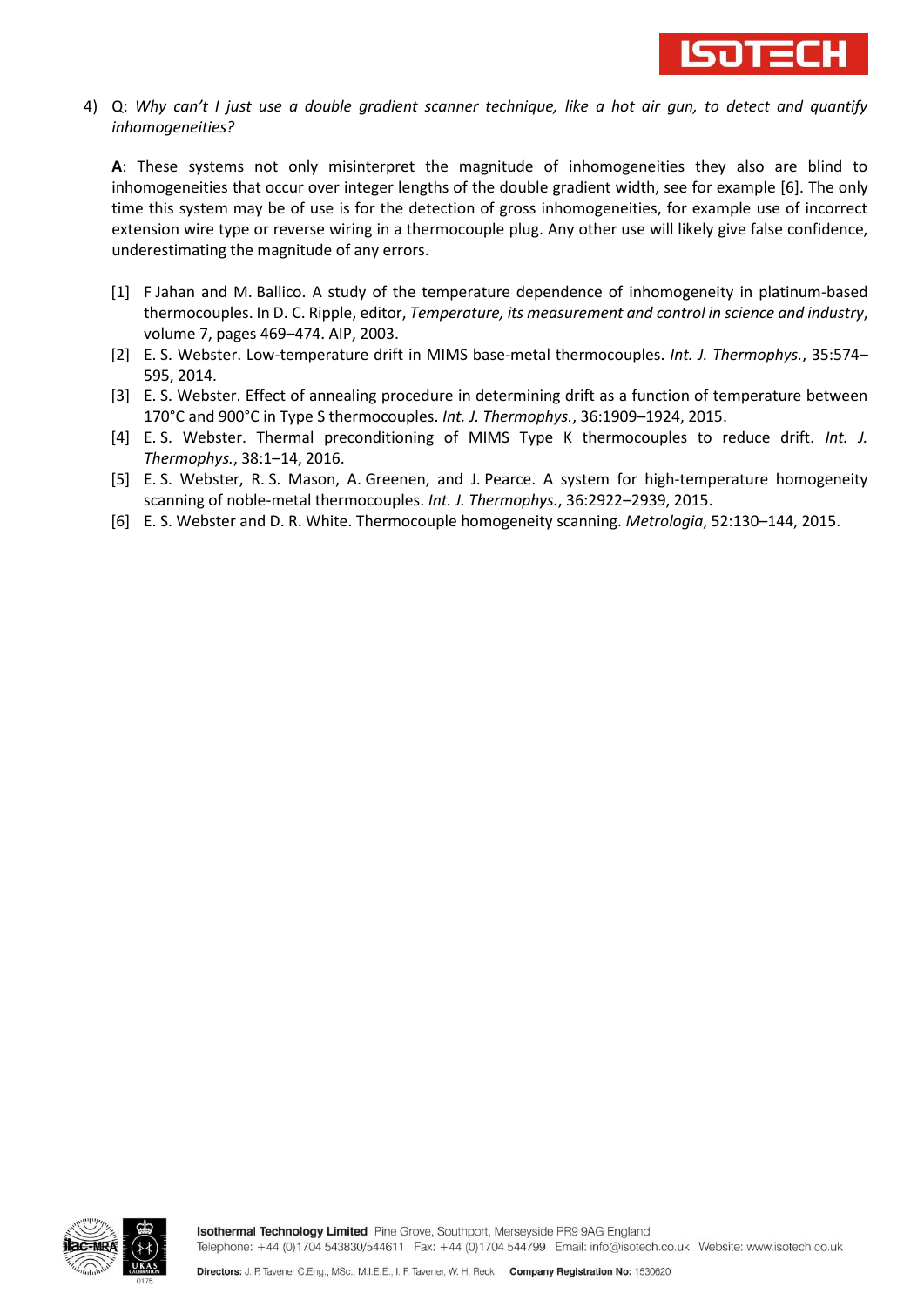4) Q: *Why can't I just use a double gradient scanner technique, like a hot air gun, to detect and quantify inhomogeneities?*

   **A**: These systems not only misinterpret the magnitude of inhomogeneities they also are blind to inhomogeneities that occur over integer lengths of the double gradient width, see for example [6]. The only time this system may be of use is for the detection of gross inhomogeneities, for example use of incorrect extension wire type or reverse wiring in a thermocouple plug. Any other use will likely give false confidence, underestimating the magnitude of any errors.

[1] F Jahan and M. Ballico. A study of the temperature dependence of inhomogeneity in platinum-based thermocouples. In D. C. Ripple, editor, *Temperature, its measurement and control in science and industry*, volume 7, pages 469–474. AIP, 2003.

[2] E. S. Webster. Low-temperature drift in MIMS base-metal thermocouples. *Int. J. Thermophys.*, 35:574–595, 2014.

[3] E. S. Webster. Effect of annealing procedure in determining drift as a function of temperature between 170°C and 900°C in Type S thermocouples. *Int. J. Thermophys.*, 36:1909–1924, 2015.

[4] E. S. Webster. Thermal preconditioning of MIMS Type K thermocouples to reduce drift. *Int. J. Thermophys.*, 38:1–14, 2016.

[5] E. S. Webster, R. S. Mason, A. Greenen, and J. Pearce. A system for high-temperature homogeneity scanning of noble-metal thermocouples. *Int. J. Thermophys.*, 36:2922–2939, 2015.

[6] E. S. Webster and D. R. White. Thermocouple homogeneity scanning. *Metrologia*, 52:130–144, 2015.